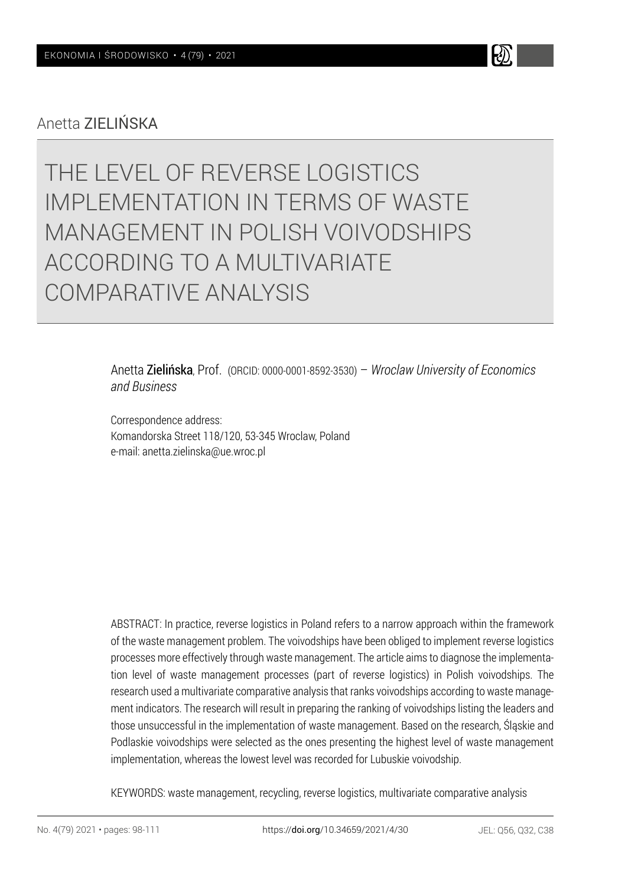Anetta ZIELIŃSKA

# THE LEVEL OF REVERSE LOGISTICS IMPLEMENTATION IN TERMS OF WASTE MANAGEMENT IN POLISH VOIVODSHIPS ACCORDING TO A MULTIVARIATE COMPARATIVE ANALYSIS

Anetta **Zielińska**, Prof. (ORCID: 0000-0001-8592-3530) – *Wroclaw University of Economics and Business*

Correspondence address:
Komandorska Street 118/120, 53-345 Wroclaw, Poland
e-mail: anetta.zielinska@ue.wroc.pl

ABSTRACT: In practice, reverse logistics in Poland refers to a narrow approach within the framework of the waste management problem. The voivodships have been obliged to implement reverse logistics processes more effectively through waste management. The article aims to diagnose the implementation level of waste management processes (part of reverse logistics) in Polish voivodships. The research used a multivariate comparative analysis that ranks voivodships according to waste management indicators. The research will result in preparing the ranking of voivodships listing the leaders and those unsuccessful in the implementation of waste management. Based on the research, Śląskie and Podlaskie voivodships were selected as the ones presenting the highest level of waste management implementation, whereas the lowest level was recorded for Lubuskie voivodship.

KEYWORDS: waste management, recycling, reverse logistics, multivariate comparative analysis

https://doi.org/10.34659/2021/4/30

JEL: Q56, Q32, C38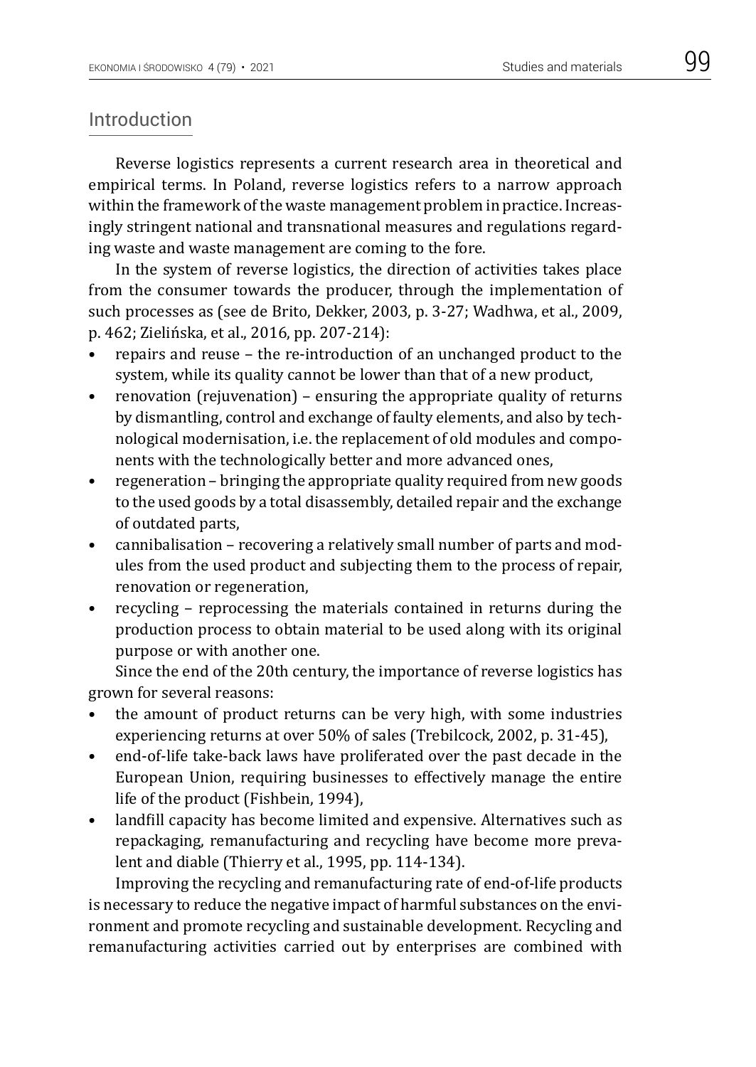## Introduction

Reverse logistics represents a current research area in theoretical and empirical terms. In Poland, reverse logistics refers to a narrow approach within the framework of the waste management problem in practice. Increasingly stringent national and transnational measures and regulations regarding waste and waste management are coming to the fore.

In the system of reverse logistics, the direction of activities takes place from the consumer towards the producer, through the implementation of such processes as (see de Brito, Dekker, 2003, p. 3-27; Wadhwa, et al., 2009, p. 462; Zielińska, et al., 2016, pp. 207-214):

- repairs and reuse – the re-introduction of an unchanged product to the system, while its quality cannot be lower than that of a new product,
- renovation (rejuvenation) – ensuring the appropriate quality of returns by dismantling, control and exchange of faulty elements, and also by technological modernisation, i.e. the replacement of old modules and components with the technologically better and more advanced ones,
- regeneration – bringing the appropriate quality required from new goods to the used goods by a total disassembly, detailed repair and the exchange of outdated parts,
- cannibalisation – recovering a relatively small number of parts and modules from the used product and subjecting them to the process of repair, renovation or regeneration,
- recycling – reprocessing the materials contained in returns during the production process to obtain material to be used along with its original purpose or with another one.

Since the end of the 20th century, the importance of reverse logistics has grown for several reasons:

- the amount of product returns can be very high, with some industries experiencing returns at over 50% of sales (Trebilcock, 2002, p. 31-45),
- end-of-life take-back laws have proliferated over the past decade in the European Union, requiring businesses to effectively manage the entire life of the product (Fishbein, 1994),
- landfill capacity has become limited and expensive. Alternatives such as repackaging, remanufacturing and recycling have become more prevalent and diable (Thierry et al., 1995, pp. 114-134).

Improving the recycling and remanufacturing rate of end-of-life products is necessary to reduce the negative impact of harmful substances on the environment and promote recycling and sustainable development. Recycling and remanufacturing activities carried out by enterprises are combined with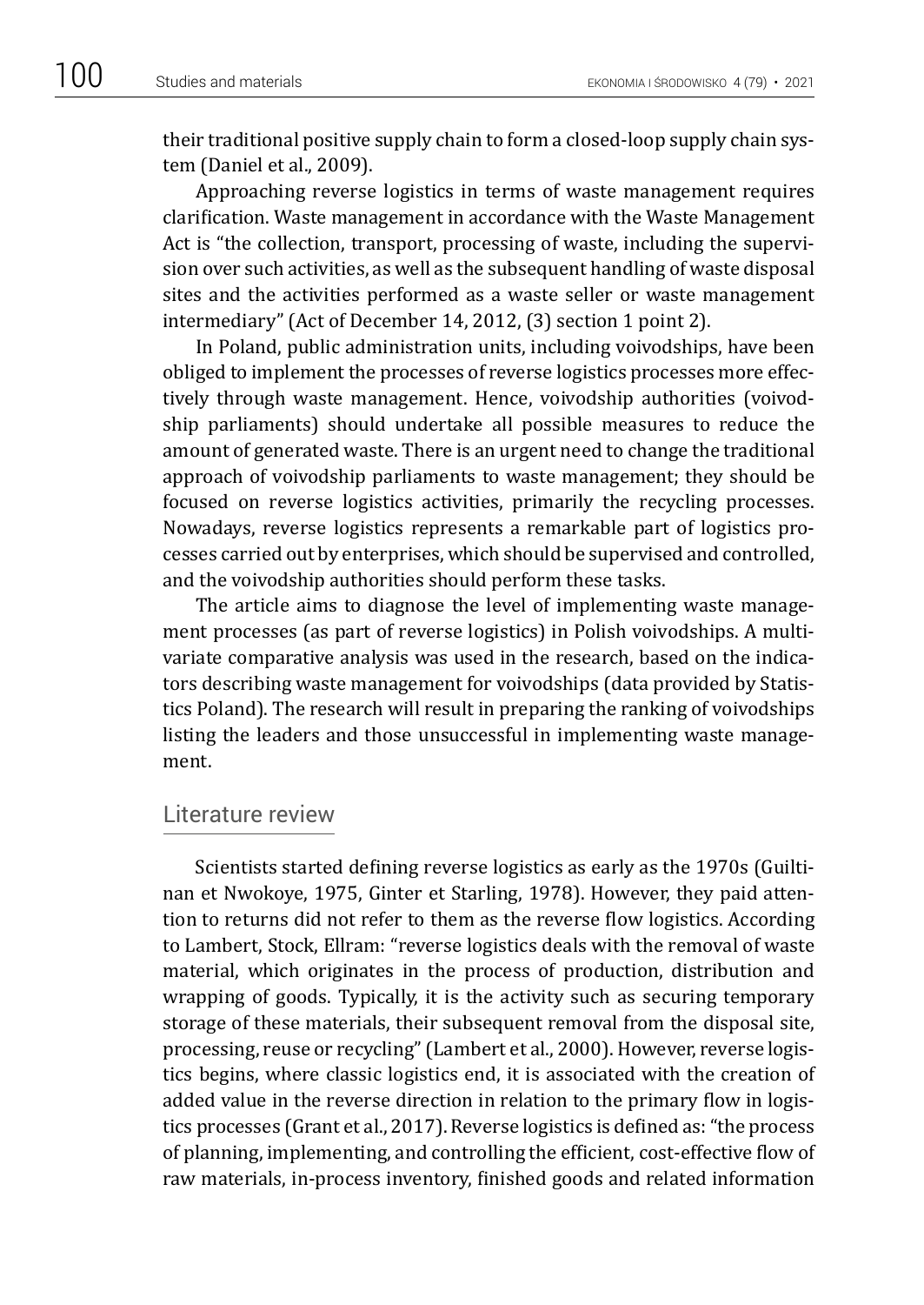their traditional positive supply chain to form a closed-loop supply chain system (Daniel et al., 2009).

Approaching reverse logistics in terms of waste management requires clarification. Waste management in accordance with the Waste Management Act is "the collection, transport, processing of waste, including the supervision over such activities, as well as the subsequent handling of waste disposal sites and the activities performed as a waste seller or waste management intermediary" (Act of December 14, 2012, (3) section 1 point 2).

In Poland, public administration units, including voivodships, have been obliged to implement the processes of reverse logistics processes more effectively through waste management. Hence, voivodship authorities (voivodship parliaments) should undertake all possible measures to reduce the amount of generated waste. There is an urgent need to change the traditional approach of voivodship parliaments to waste management; they should be focused on reverse logistics activities, primarily the recycling processes. Nowadays, reverse logistics represents a remarkable part of logistics processes carried out by enterprises, which should be supervised and controlled, and the voivodship authorities should perform these tasks.

The article aims to diagnose the level of implementing waste management processes (as part of reverse logistics) in Polish voivodships. A multivariate comparative analysis was used in the research, based on the indicators describing waste management for voivodships (data provided by Statistics Poland). The research will result in preparing the ranking of voivodships listing the leaders and those unsuccessful in implementing waste management.

## Literature review

Scientists started defining reverse logistics as early as the 1970s (Guiltinan et Nwokoye, 1975, Ginter et Starling, 1978). However, they paid attention to returns did not refer to them as the reverse flow logistics. According to Lambert, Stock, Ellram: "reverse logistics deals with the removal of waste material, which originates in the process of production, distribution and wrapping of goods. Typically, it is the activity such as securing temporary storage of these materials, their subsequent removal from the disposal site, processing, reuse or recycling" (Lambert et al., 2000). However, reverse logistics begins, where classic logistics end, it is associated with the creation of added value in the reverse direction in relation to the primary flow in logistics processes (Grant et al., 2017). Reverse logistics is defined as: "the process of planning, implementing, and controlling the efficient, cost-effective flow of raw materials, in-process inventory, finished goods and related information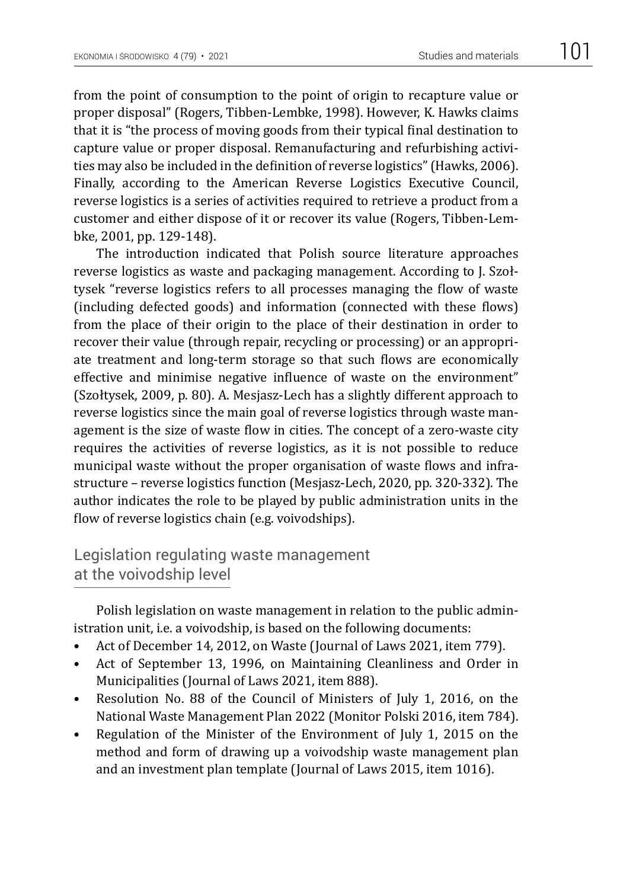from the point of consumption to the point of origin to recapture value or proper disposal" (Rogers, Tibben-Lembke, 1998). However, K. Hawks claims that it is "the process of moving goods from their typical final destination to capture value or proper disposal. Remanufacturing and refurbishing activities may also be included in the definition of reverse logistics" (Hawks, 2006). Finally, according to the American Reverse Logistics Executive Council, reverse logistics is a series of activities required to retrieve a product from a customer and either dispose of it or recover its value (Rogers, Tibben-Lembke, 2001, pp. 129-148).

The introduction indicated that Polish source literature approaches reverse logistics as waste and packaging management. According to J. Szołtysek "reverse logistics refers to all processes managing the flow of waste (including defected goods) and information (connected with these flows) from the place of their origin to the place of their destination in order to recover their value (through repair, recycling or processing) or an appropriate treatment and long-term storage so that such flows are economically effective and minimise negative influence of waste on the environment" (Szołtysek, 2009, p. 80). A. Mesjasz-Lech has a slightly different approach to reverse logistics since the main goal of reverse logistics through waste management is the size of waste flow in cities. The concept of a zero-waste city requires the activities of reverse logistics, as it is not possible to reduce municipal waste without the proper organisation of waste flows and infrastructure – reverse logistics function (Mesjasz-Lech, 2020, pp. 320-332). The author indicates the role to be played by public administration units in the flow of reverse logistics chain (e.g. voivodships).

## Legislation regulating waste management at the voivodship level

Polish legislation on waste management in relation to the public administration unit, i.e. a voivodship, is based on the following documents:

- Act of December 14, 2012, on Waste (Journal of Laws 2021, item 779).
- Act of September 13, 1996, on Maintaining Cleanliness and Order in Municipalities (Journal of Laws 2021, item 888).
- Resolution No. 88 of the Council of Ministers of July 1, 2016, on the National Waste Management Plan 2022 (Monitor Polski 2016, item 784).
- Regulation of the Minister of the Environment of July 1, 2015 on the method and form of drawing up a voivodship waste management plan and an investment plan template (Journal of Laws 2015, item 1016).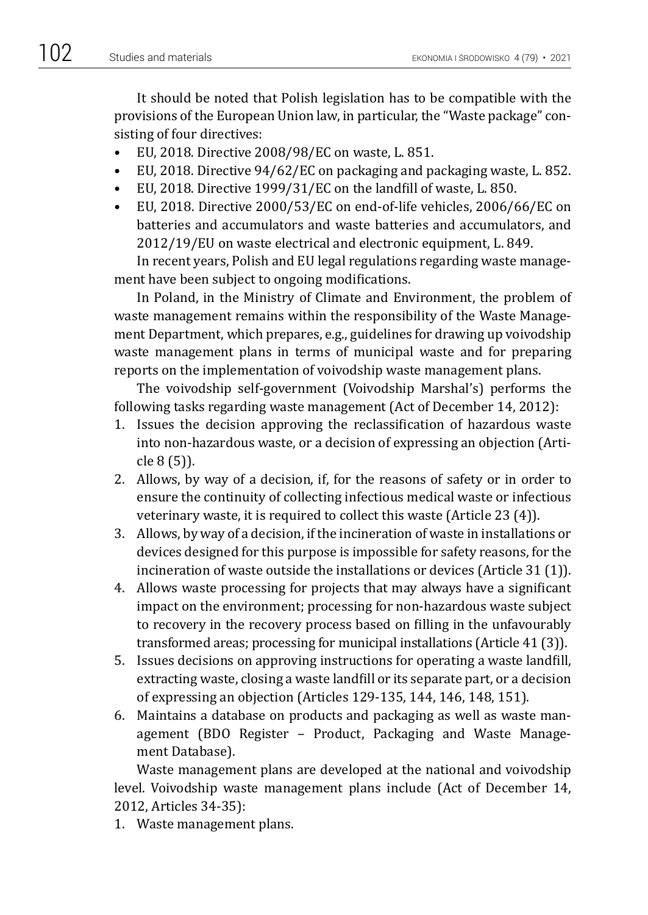It should be noted that Polish legislation has to be compatible with the provisions of the European Union law, in particular, the "Waste package" consisting of four directives:

- EU, 2018. Directive 2008/98/EC on waste, L. 851.
- EU, 2018. Directive 94/62/EC on packaging and packaging waste, L. 852.
- EU, 2018. Directive 1999/31/EC on the landfill of waste, L. 850.
- EU, 2018. Directive 2000/53/EC on end-of-life vehicles, 2006/66/EC on batteries and accumulators and waste batteries and accumulators, and 2012/19/EU on waste electrical and electronic equipment, L. 849.

In recent years, Polish and EU legal regulations regarding waste management have been subject to ongoing modifications.

In Poland, in the Ministry of Climate and Environment, the problem of waste management remains within the responsibility of the Waste Management Department, which prepares, e.g., guidelines for drawing up voivodship waste management plans in terms of municipal waste and for preparing reports on the implementation of voivodship waste management plans.

The voivodship self-government (Voivodship Marshal's) performs the following tasks regarding waste management (Act of December 14, 2012):

1. Issues the decision approving the reclassification of hazardous waste into non-hazardous waste, or a decision of expressing an objection (Article 8 (5)).
2. Allows, by way of a decision, if, for the reasons of safety or in order to ensure the continuity of collecting infectious medical waste or infectious veterinary waste, it is required to collect this waste (Article 23 (4)).
3. Allows, by way of a decision, if the incineration of waste in installations or devices designed for this purpose is impossible for safety reasons, for the incineration of waste outside the installations or devices (Article 31 (1)).
4. Allows waste processing for projects that may always have a significant impact on the environment; processing for non-hazardous waste subject to recovery in the recovery process based on filling in the unfavourably transformed areas; processing for municipal installations (Article 41 (3)).
5. Issues decisions on approving instructions for operating a waste landfill, extracting waste, closing a waste landfill or its separate part, or a decision of expressing an objection (Articles 129-135, 144, 146, 148, 151).
6. Maintains a database on products and packaging as well as waste management (BDO Register – Product, Packaging and Waste Management Database).

Waste management plans are developed at the national and voivodship level. Voivodship waste management plans include (Act of December 14, 2012, Articles 34-35):

1. Waste management plans.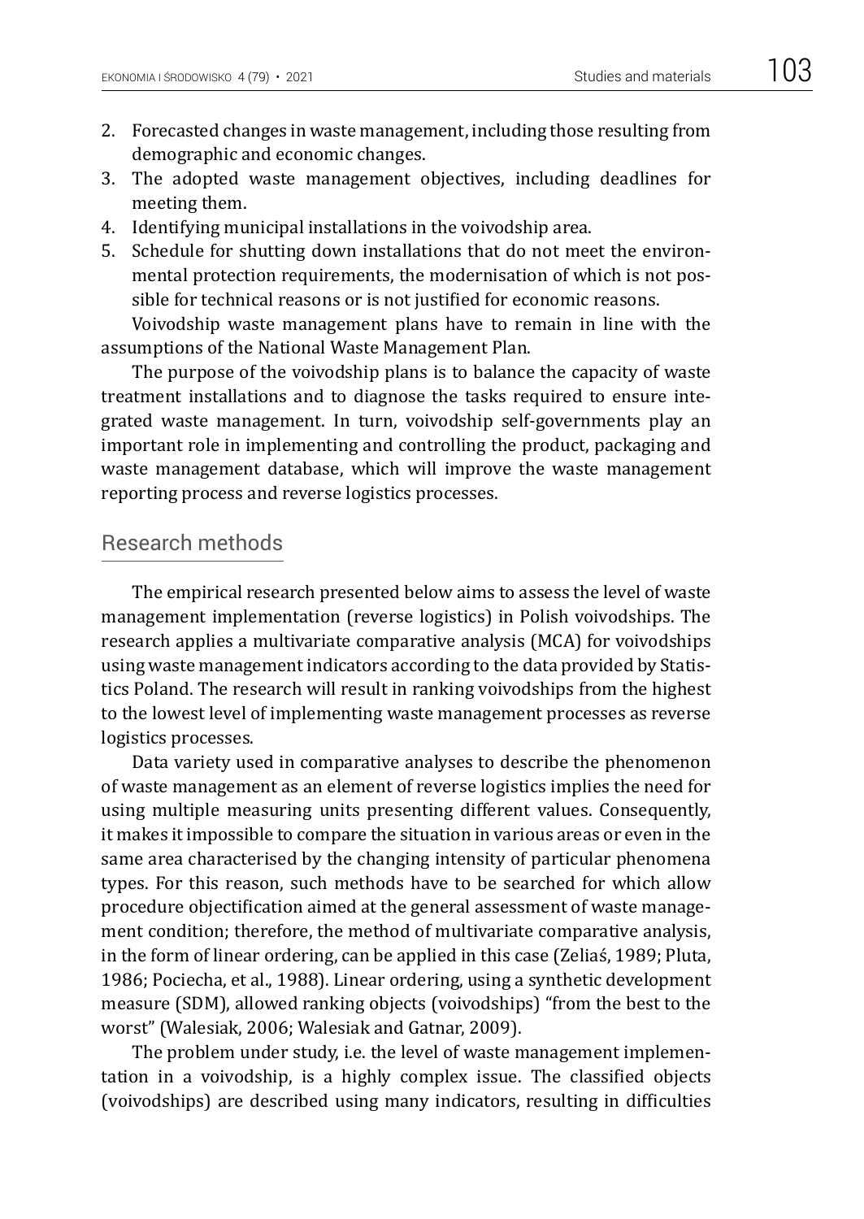2. Forecasted changes in waste management, including those resulting from demographic and economic changes.
3. The adopted waste management objectives, including deadlines for meeting them.
4. Identifying municipal installations in the voivodship area.
5. Schedule for shutting down installations that do not meet the environmental protection requirements, the modernisation of which is not possible for technical reasons or is not justified for economic reasons.

Voivodship waste management plans have to remain in line with the assumptions of the National Waste Management Plan.

The purpose of the voivodship plans is to balance the capacity of waste treatment installations and to diagnose the tasks required to ensure integrated waste management. In turn, voivodship self-governments play an important role in implementing and controlling the product, packaging and waste management database, which will improve the waste management reporting process and reverse logistics processes.

## Research methods

The empirical research presented below aims to assess the level of waste management implementation (reverse logistics) in Polish voivodships. The research applies a multivariate comparative analysis (MCA) for voivodships using waste management indicators according to the data provided by Statistics Poland. The research will result in ranking voivodships from the highest to the lowest level of implementing waste management processes as reverse logistics processes.

Data variety used in comparative analyses to describe the phenomenon of waste management as an element of reverse logistics implies the need for using multiple measuring units presenting different values. Consequently, it makes it impossible to compare the situation in various areas or even in the same area characterised by the changing intensity of particular phenomena types. For this reason, such methods have to be searched for which allow procedure objectification aimed at the general assessment of waste management condition; therefore, the method of multivariate comparative analysis, in the form of linear ordering, can be applied in this case (Zeliaś, 1989; Pluta, 1986; Pociecha, et al., 1988). Linear ordering, using a synthetic development measure (SDM), allowed ranking objects (voivodships) "from the best to the worst" (Walesiak, 2006; Walesiak and Gatnar, 2009).

The problem under study, i.e. the level of waste management implementation in a voivodship, is a highly complex issue. The classified objects (voivodships) are described using many indicators, resulting in difficulties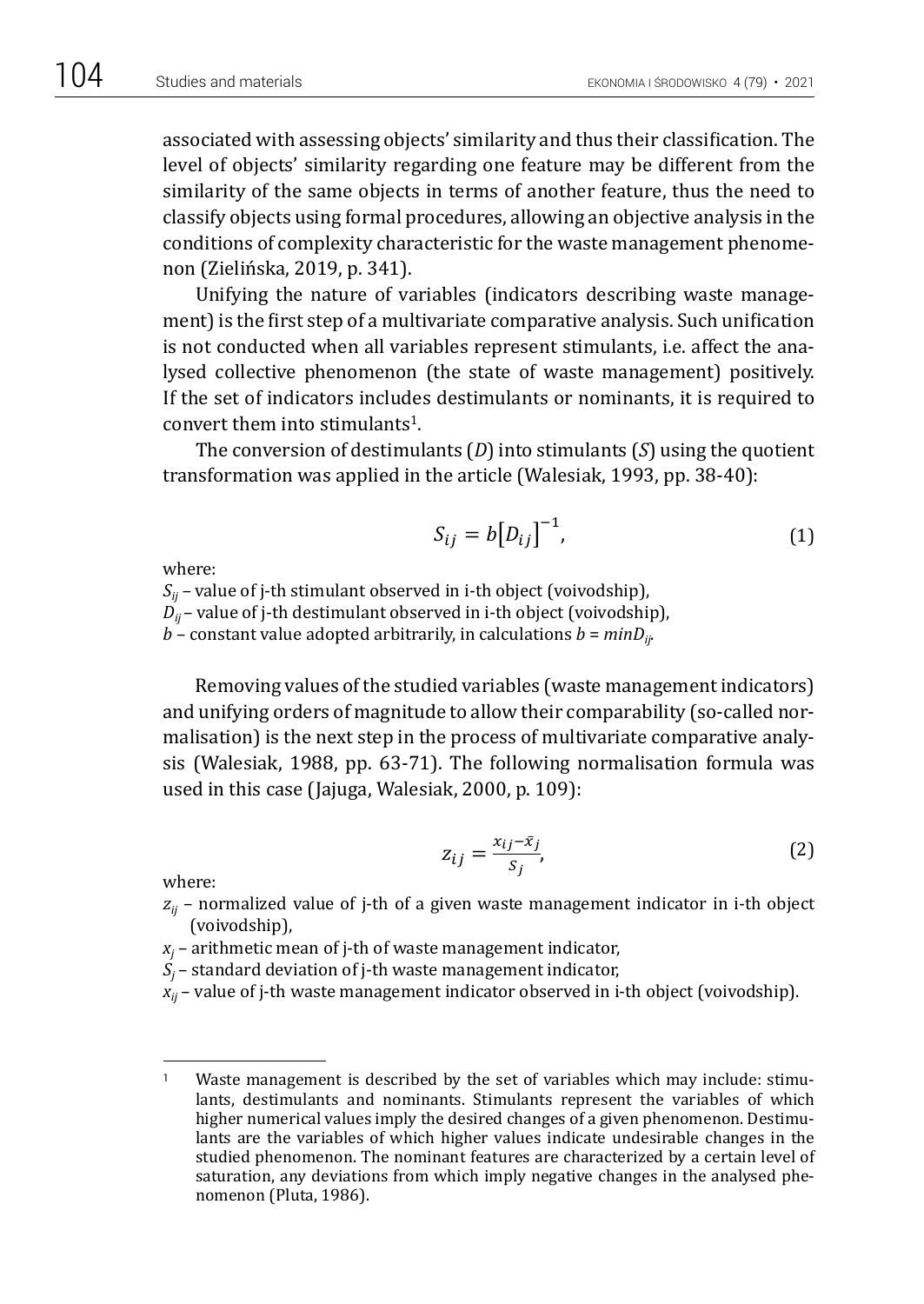associated with assessing objects' similarity and thus their classification. The level of objects' similarity regarding one feature may be different from the similarity of the same objects in terms of another feature, thus the need to classify objects using formal procedures, allowing an objective analysis in the conditions of complexity characteristic for the waste management phenomenon (Zielińska, 2019, p. 341).

Unifying the nature of variables (indicators describing waste management) is the first step of a multivariate comparative analysis. Such unification is not conducted when all variables represent stimulants, i.e. affect the analysed collective phenomenon (the state of waste management) positively. If the set of indicators includes destimulants or nominants, it is required to convert them into stimulants[1].

The conversion of destimulants (*D*) into stimulants (*S*) using the quotient transformation was applied in the article (Walesiak, 1993, pp. 38-40):

$$S_{ij} = b\left[D_{ij}\right]^{-1}, \tag{1}$$

where:

$S_{ij}$ – value of j-th stimulant observed in i-th object (voivodship),
$D_{ij}$ – value of j-th destimulant observed in i-th object (voivodship),
$b$ – constant value adopted arbitrarily, in calculations $b = minD_{ij}$.

Removing values of the studied variables (waste management indicators) and unifying orders of magnitude to allow their comparability (so-called normalisation) is the next step in the process of multivariate comparative analysis (Walesiak, 1988, pp. 63-71). The following normalisation formula was used in this case (Jajuga, Walesiak, 2000, p. 109):

$$z_{ij} = \frac{x_{ij} - \bar{x}_j}{S_j}, \tag{2}$$

where:

$z_{ij}$ – normalized value of j-th of a given waste management indicator in i-th object (voivodship),
$x_j$ – arithmetic mean of j-th of waste management indicator,
$S_j$ – standard deviation of j-th waste management indicator,
$x_{ij}$ – value of j-th waste management indicator observed in i-th object (voivodship).

---

[1] Waste management is described by the set of variables which may include: stimulants, destimulants and nominants. Stimulants represent the variables of which higher numerical values imply the desired changes of a given phenomenon. Destimulants are the variables of which higher values indicate undesirable changes in the studied phenomenon. The nominant features are characterized by a certain level of saturation, any deviations from which imply negative changes in the analysed phenomenon (Pluta, 1986).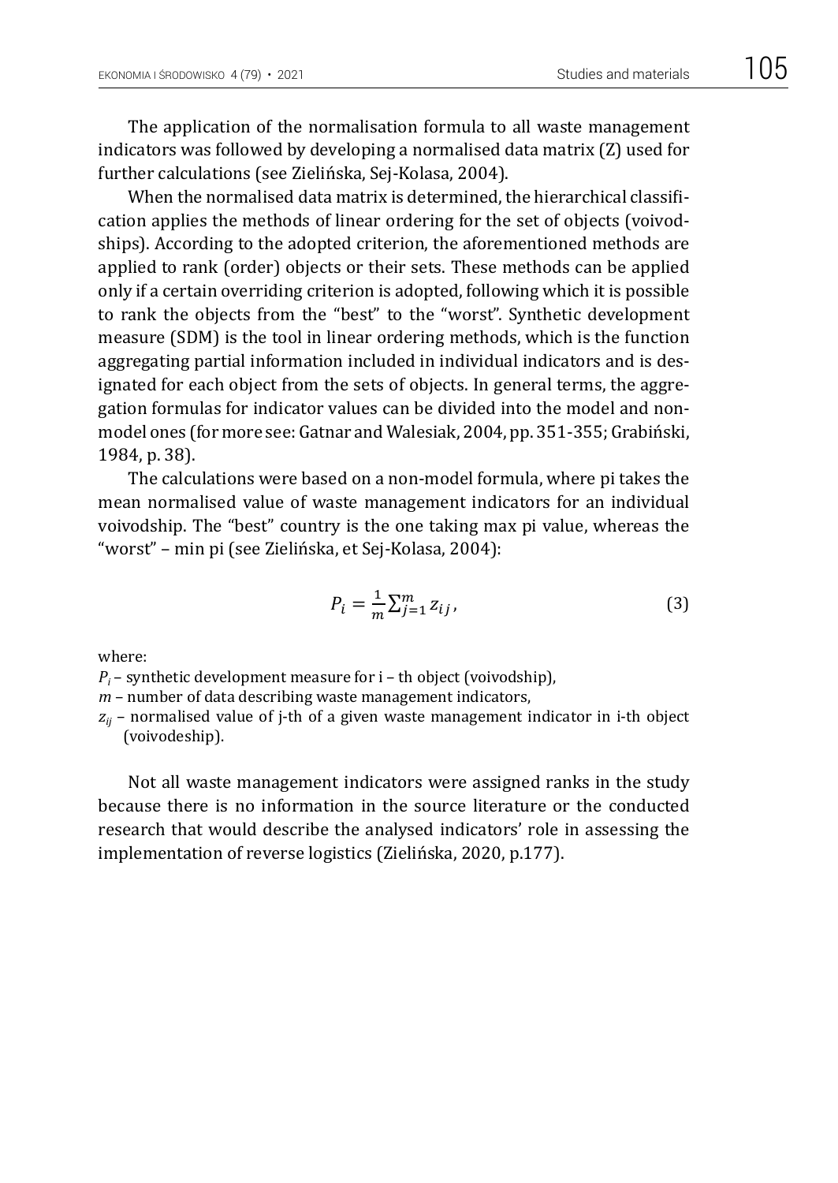The application of the normalisation formula to all waste management indicators was followed by developing a normalised data matrix (Z) used for further calculations (see Zielińska, Sej-Kolasa, 2004).

When the normalised data matrix is determined, the hierarchical classification applies the methods of linear ordering for the set of objects (voivodships). According to the adopted criterion, the aforementioned methods are applied to rank (order) objects or their sets. These methods can be applied only if a certain overriding criterion is adopted, following which it is possible to rank the objects from the "best" to the "worst". Synthetic development measure (SDM) is the tool in linear ordering methods, which is the function aggregating partial information included in individual indicators and is designated for each object from the sets of objects. In general terms, the aggregation formulas for indicator values can be divided into the model and non-model ones (for more see: Gatnar and Walesiak, 2004, pp. 351-355; Grabiński, 1984, p. 38).

The calculations were based on a non-model formula, where pi takes the mean normalised value of waste management indicators for an individual voivodship. The "best" country is the one taking max pi value, whereas the "worst" – min pi (see Zielińska, et Sej-Kolasa, 2004):

$$P_i = \frac{1}{m} \sum_{j=1}^{m} z_{ij}, \tag{3}$$

where:

$P_i$ – synthetic development measure for i – th object (voivodship),

$m$ – number of data describing waste management indicators,

$z_{ij}$ – normalised value of j-th of a given waste management indicator in i-th object (voivodeship).

Not all waste management indicators were assigned ranks in the study because there is no information in the source literature or the conducted research that would describe the analysed indicators' role in assessing the implementation of reverse logistics (Zielińska, 2020, p.177).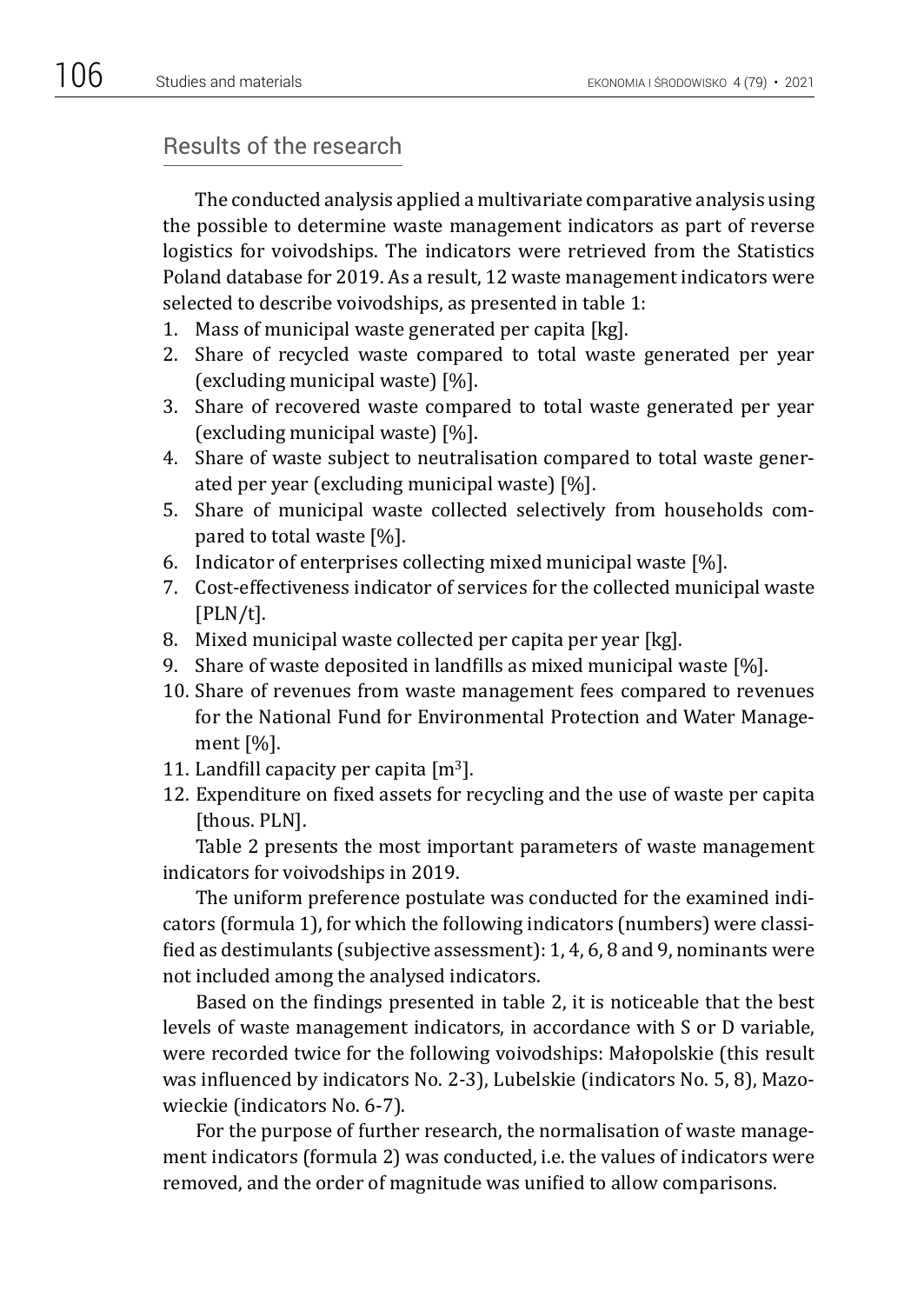## Results of the research

The conducted analysis applied a multivariate comparative analysis using the possible to determine waste management indicators as part of reverse logistics for voivodships. The indicators were retrieved from the Statistics Poland database for 2019. As a result, 12 waste management indicators were selected to describe voivodships, as presented in table 1:

1. Mass of municipal waste generated per capita [kg].
2. Share of recycled waste compared to total waste generated per year (excluding municipal waste) [%].
3. Share of recovered waste compared to total waste generated per year (excluding municipal waste) [%].
4. Share of waste subject to neutralisation compared to total waste generated per year (excluding municipal waste) [%].
5. Share of municipal waste collected selectively from households compared to total waste [%].
6. Indicator of enterprises collecting mixed municipal waste [%].
7. Cost-effectiveness indicator of services for the collected municipal waste [PLN/t].
8. Mixed municipal waste collected per capita per year [kg].
9. Share of waste deposited in landfills as mixed municipal waste [%].
10. Share of revenues from waste management fees compared to revenues for the National Fund for Environmental Protection and Water Management [%].
11. Landfill capacity per capita [$m^3$].
12. Expenditure on fixed assets for recycling and the use of waste per capita [thous. PLN].

Table 2 presents the most important parameters of waste management indicators for voivodships in 2019.

The uniform preference postulate was conducted for the examined indicators (formula 1), for which the following indicators (numbers) were classified as destimulants (subjective assessment): 1, 4, 6, 8 and 9, nominants were not included among the analysed indicators.

Based on the findings presented in table 2, it is noticeable that the best levels of waste management indicators, in accordance with S or D variable, were recorded twice for the following voivodships: Małopolskie (this result was influenced by indicators No. 2-3), Lubelskie (indicators No. 5, 8), Mazowieckie (indicators No. 6-7).

For the purpose of further research, the normalisation of waste management indicators (formula 2) was conducted, i.e. the values of indicators were removed, and the order of magnitude was unified to allow comparisons.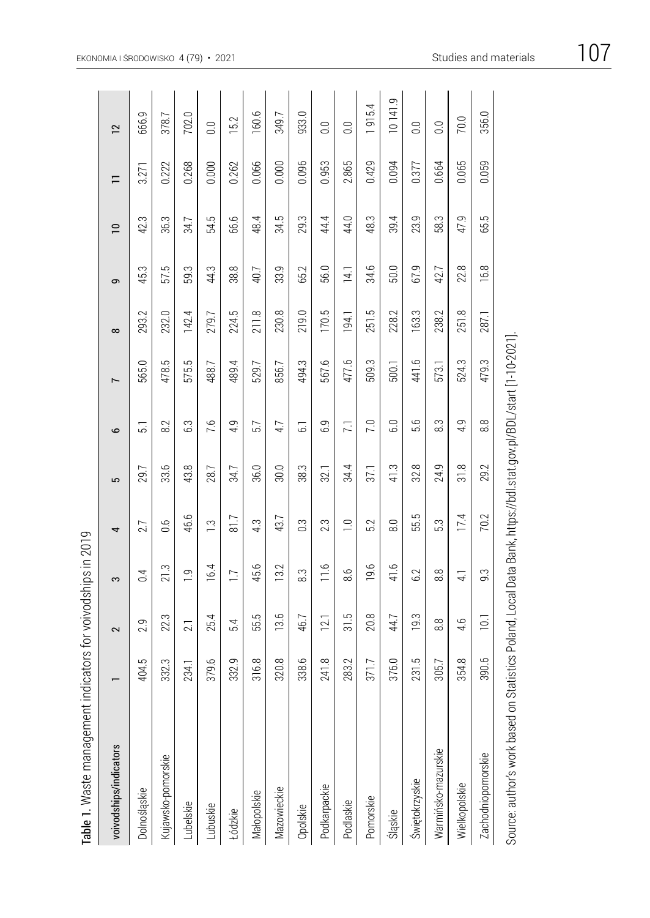**Table 1.** Waste management indicators for voivodships in 2019

| voivodships/indicators | 1 | 2 | 3 | 4 | 5 | 6 | 7 | 8 | 9 | 10 | 11 | 12 |
|---|---|---|---|---|---|---|---|---|---|---|---|---|
| Dolnośląskie | 404.5 | 2.9 | 0.4 | 2.7 | 29.7 | 5.1 | 565.0 | 293.2 | 45.3 | 42.3 | 3.271 | 666.9 |
| Kujawsko-pomorskie | 332.3 | 22.3 | 21.3 | 0.6 | 33.6 | 8.2 | 478.5 | 232.0 | 57.5 | 36.3 | 0.222 | 378.7 |
| Lubelskie | 234.1 | 2.1 | 1.9 | 46.6 | 43.8 | 6.3 | 575.5 | 142.4 | 59.3 | 34.7 | 0.268 | 702.0 |
| Lubuskie | 379.6 | 25.4 | 16.4 | 1.3 | 28.7 | 7.6 | 488.7 | 279.7 | 44.3 | 54.5 | 0.000 | 0.0 |
| Łódzkie | 332.9 | 5.4 | 1.7 | 81.7 | 34.7 | 4.9 | 489.4 | 224.5 | 38.8 | 66.6 | 0.262 | 15.2 |
| Małopolskie | 316.8 | 55.5 | 45.6 | 4.3 | 36.0 | 5.7 | 529.7 | 211.8 | 40.7 | 48.4 | 0.066 | 160.6 |
| Mazowieckie | 320.8 | 13.6 | 13.2 | 43.7 | 30.0 | 4.7 | 856.7 | 230.8 | 33.9 | 34.5 | 0.000 | 349.7 |
| Opolskie | 338.6 | 46.7 | 8.3 | 0.3 | 38.3 | 6.1 | 494.3 | 219.0 | 65.2 | 29.3 | 0.096 | 933.0 |
| Podkarpackie | 241.8 | 12.1 | 11.6 | 2.3 | 32.1 | 6.9 | 567.6 | 170.5 | 56.0 | 44.4 | 0.953 | 0.0 |
| Podlaskie | 283.2 | 31.5 | 8.6 | 1.0 | 34.4 | 7.1 | 477.6 | 194.1 | 14.1 | 44.0 | 2.865 | 0.0 |
| Pomorskie | 371.7 | 20.8 | 19.6 | 5.2 | 37.1 | 7.0 | 509.3 | 251.5 | 34.6 | 48.3 | 0.429 | 1 915.4 |
| Śląskie | 376.0 | 44.7 | 41.6 | 8.0 | 41.3 | 6.0 | 500.1 | 228.2 | 50.0 | 39.4 | 0.094 | 10 141.9 |
| Świętokrzyskie | 231.5 | 19.3 | 6.2 | 55.5 | 32.8 | 5.6 | 441.6 | 163.3 | 67.9 | 23.9 | 0.377 | 0.0 |
| Warmińsko-mazurskie | 305.7 | 8.8 | 8.8 | 5.3 | 24.9 | 8.3 | 573.1 | 238.2 | 42.7 | 58.3 | 0.664 | 0.0 |
| Wielkopolskie | 354.8 | 4.6 | 4.1 | 17.4 | 31.8 | 4.9 | 524.3 | 251.8 | 22.8 | 47.9 | 0.065 | 70.0 |
| Zachodniopomorskie | 390.6 | 10.1 | 9.3 | 70.2 | 29.2 | 8.8 | 479.3 | 287.1 | 16.8 | 65.5 | 0.059 | 356.0 |

Source: author's work based on Statistics Poland, Local Data Bank, https://bdl.stat.gov.pl/BDL/start [1-10-2021].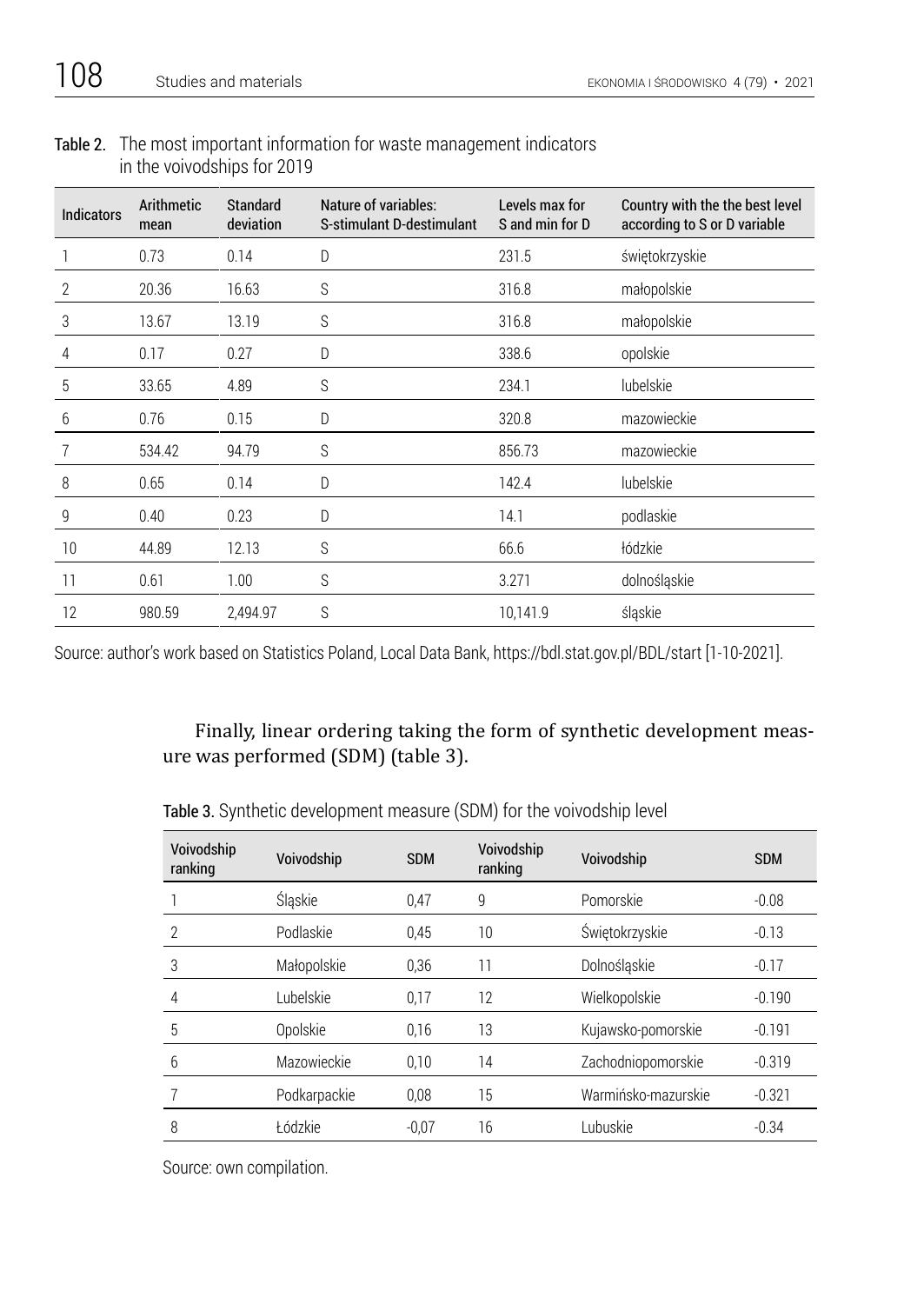**Table 2.** The most important information for waste management indicators in the voivodships for 2019

| Indicators | Arithmetic mean | Standard deviation | Nature of variables: S-stimulant D-destimulant | Levels max for S and min for D | Country with the the best level according to S or D variable |
|---|---|---|---|---|---|
| 1 | 0.73 | 0.14 | D | 231.5 | świętokrzyskie |
| 2 | 20.36 | 16.63 | S | 316.8 | małopolskie |
| 3 | 13.67 | 13.19 | S | 316.8 | małopolskie |
| 4 | 0.17 | 0.27 | D | 338.6 | opolskie |
| 5 | 33.65 | 4.89 | S | 234.1 | lubelskie |
| 6 | 0.76 | 0.15 | D | 320.8 | mazowieckie |
| 7 | 534.42 | 94.79 | S | 856.73 | mazowieckie |
| 8 | 0.65 | 0.14 | D | 142.4 | lubelskie |
| 9 | 0.40 | 0.23 | D | 14.1 | podlaskie |
| 10 | 44.89 | 12.13 | S | 66.6 | łódzkie |
| 11 | 0.61 | 1.00 | S | 3.271 | dolnośląskie |
| 12 | 980.59 | 2,494.97 | S | 10,141.9 | śląskie |

Source: author's work based on Statistics Poland, Local Data Bank, https://bdl.stat.gov.pl/BDL/start [1-10-2021].

Finally, linear ordering taking the form of synthetic development measure was performed (SDM) (table 3).

**Table 3.** Synthetic development measure (SDM) for the voivodship level

| Voivodship ranking | Voivodship | SDM | Voivodship ranking | Voivodship | SDM |
|---|---|---|---|---|---|
| 1 | Śląskie | 0,47 | 9 | Pomorskie | -0.08 |
| 2 | Podlaskie | 0,45 | 10 | Świętokrzyskie | -0.13 |
| 3 | Małopolskie | 0,36 | 11 | Dolnośląskie | -0.17 |
| 4 | Lubelskie | 0,17 | 12 | Wielkopolskie | -0.190 |
| 5 | Opolskie | 0,16 | 13 | Kujawsko-pomorskie | -0.191 |
| 6 | Mazowieckie | 0,10 | 14 | Zachodniopomorskie | -0.319 |
| 7 | Podkarpackie | 0,08 | 15 | Warmińsko-mazurskie | -0.321 |
| 8 | Łódzkie | -0,07 | 16 | Lubuskie | -0.34 |

Source: own compilation.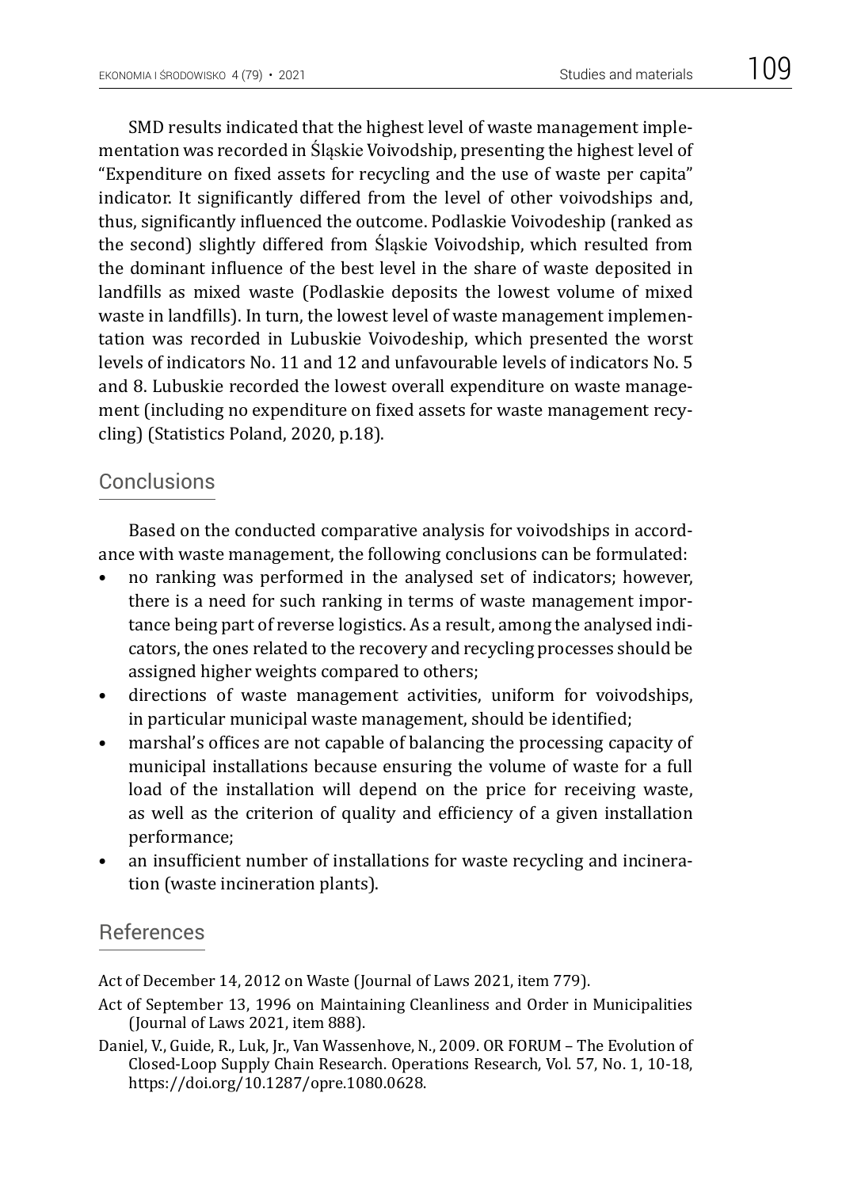SMD results indicated that the highest level of waste management implementation was recorded in Śląskie Voivodship, presenting the highest level of "Expenditure on fixed assets for recycling and the use of waste per capita" indicator. It significantly differed from the level of other voivodships and, thus, significantly influenced the outcome. Podlaskie Voivodeship (ranked as the second) slightly differed from Śląskie Voivodship, which resulted from the dominant influence of the best level in the share of waste deposited in landfills as mixed waste (Podlaskie deposits the lowest volume of mixed waste in landfills). In turn, the lowest level of waste management implementation was recorded in Lubuskie Voivodeship, which presented the worst levels of indicators No. 11 and 12 and unfavourable levels of indicators No. 5 and 8. Lubuskie recorded the lowest overall expenditure on waste management (including no expenditure on fixed assets for waste management recycling) (Statistics Poland, 2020, p.18).

## Conclusions

Based on the conducted comparative analysis for voivodships in accordance with waste management, the following conclusions can be formulated:

- no ranking was performed in the analysed set of indicators; however, there is a need for such ranking in terms of waste management importance being part of reverse logistics. As a result, among the analysed indicators, the ones related to the recovery and recycling processes should be assigned higher weights compared to others;
- directions of waste management activities, uniform for voivodships, in particular municipal waste management, should be identified;
- marshal's offices are not capable of balancing the processing capacity of municipal installations because ensuring the volume of waste for a full load of the installation will depend on the price for receiving waste, as well as the criterion of quality and efficiency of a given installation performance;
- an insufficient number of installations for waste recycling and incineration (waste incineration plants).

## References

Act of December 14, 2012 on Waste (Journal of Laws 2021, item 779).

Act of September 13, 1996 on Maintaining Cleanliness and Order in Municipalities (Journal of Laws 2021, item 888).

Daniel, V., Guide, R., Luk, Jr., Van Wassenhove, N., 2009. OR FORUM – The Evolution of Closed-Loop Supply Chain Research. Operations Research, Vol. 57, No. 1, 10-18, https://doi.org/10.1287/opre.1080.0628.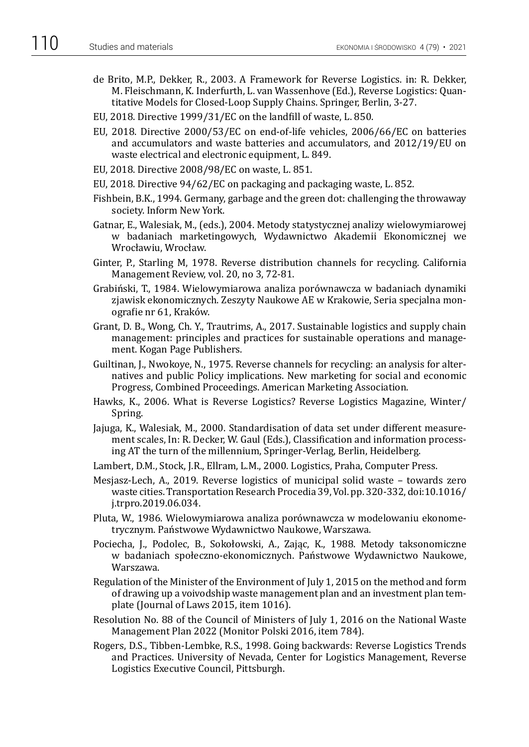de Brito, M.P., Dekker, R., 2003. A Framework for Reverse Logistics. in: R. Dekker, M. Fleischmann, K. Inderfurth, L. van Wassenhove (Ed.), Reverse Logistics: Quantitative Models for Closed-Loop Supply Chains. Springer, Berlin, 3-27.

EU, 2018. Directive 1999/31/EC on the landfill of waste, L. 850.

EU, 2018. Directive 2000/53/EC on end-of-life vehicles, 2006/66/EC on batteries and accumulators and waste batteries and accumulators, and 2012/19/EU on waste electrical and electronic equipment, L. 849.

EU, 2018. Directive 2008/98/EC on waste, L. 851.

EU, 2018. Directive 94/62/EC on packaging and packaging waste, L. 852.

Fishbein, B.K., 1994. Germany, garbage and the green dot: challenging the throwaway society. Inform New York.

Gatnar, E., Walesiak, M., (eds.), 2004. Metody statystycznej analizy wielowymiarowej w badaniach marketingowych, Wydawnictwo Akademii Ekonomicznej we Wrocławiu, Wrocław.

Ginter, P., Starling M, 1978. Reverse distribution channels for recycling. California Management Review, vol. 20, no 3, 72-81.

Grabiński, T., 1984. Wielowymiarowa analiza porównawcza w badaniach dynamiki zjawisk ekonomicznych. Zeszyty Naukowe AE w Krakowie, Seria specjalna monografie nr 61, Kraków.

Grant, D. B., Wong, Ch. Y., Trautrims, A., 2017. Sustainable logistics and supply chain management: principles and practices for sustainable operations and management. Kogan Page Publishers.

Guiltinan, J., Nwokoye, N., 1975. Reverse channels for recycling: an analysis for alternatives and public Policy implications. New marketing for social and economic Progress, Combined Proceedings. American Marketing Association.

Hawks, K., 2006. What is Reverse Logistics? Reverse Logistics Magazine, Winter/Spring.

Jajuga, K., Walesiak, M., 2000. Standardisation of data set under different measurement scales, In: R. Decker, W. Gaul (Eds.), Classification and information processing AT the turn of the millennium, Springer-Verlag, Berlin, Heidelberg.

Lambert, D.M., Stock, J.R., Ellram, L.M., 2000. Logistics, Praha, Computer Press.

Mesjasz-Lech, A., 2019. Reverse logistics of municipal solid waste – towards zero waste cities. Transportation Research Procedia 39, Vol. pp. 320-332, doi:10.1016/j.trpro.2019.06.034.

Pluta, W., 1986. Wielowymiarowa analiza porównawcza w modelowaniu ekonometrycznym. Państwowe Wydawnictwo Naukowe, Warszawa.

Pociecha, J., Podolec, B., Sokołowski, A., Zając, K., 1988. Metody taksonomiczne w badaniach społeczno-ekonomicznych. Państwowe Wydawnictwo Naukowe, Warszawa.

Regulation of the Minister of the Environment of July 1, 2015 on the method and form of drawing up a voivodship waste management plan and an investment plan template (Journal of Laws 2015, item 1016).

Resolution No. 88 of the Council of Ministers of July 1, 2016 on the National Waste Management Plan 2022 (Monitor Polski 2016, item 784).

Rogers, D.S., Tibben-Lembke, R.S., 1998. Going backwards: Reverse Logistics Trends and Practices. University of Nevada, Center for Logistics Management, Reverse Logistics Executive Council, Pittsburgh.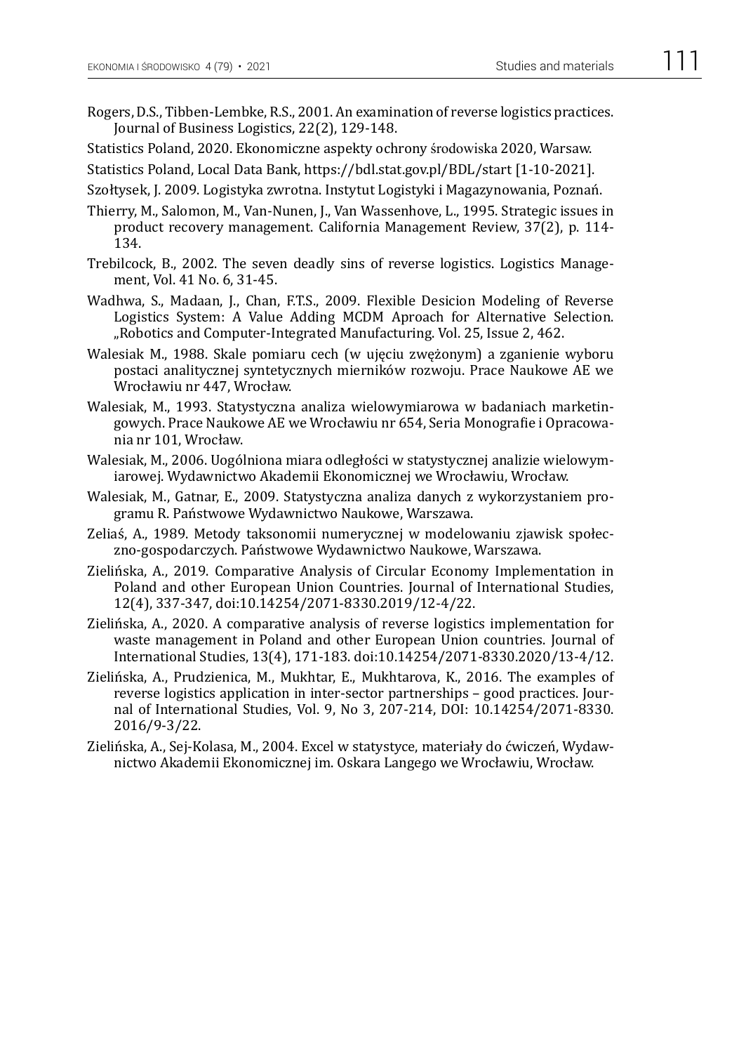Rogers, D.S., Tibben-Lembke, R.S., 2001. An examination of reverse logistics practices. Journal of Business Logistics, 22(2), 129-148.

Statistics Poland, 2020. Ekonomiczne aspekty ochrony środowiska 2020, Warsaw.

Statistics Poland, Local Data Bank, https://bdl.stat.gov.pl/BDL/start [1-10-2021].

Szołtysek, J. 2009. Logistyka zwrotna. Instytut Logistyki i Magazynowania, Poznań.

Thierry, M., Salomon, M., Van-Nunen, J., Van Wassenhove, L., 1995. Strategic issues in product recovery management. California Management Review, 37(2), p. 114-134.

Trebilcock, B., 2002. The seven deadly sins of reverse logistics. Logistics Management, Vol. 41 No. 6, 31-45.

Wadhwa, S., Madaan, J., Chan, F.T.S., 2009. Flexible Desicion Modeling of Reverse Logistics System: A Value Adding MCDM Aproach for Alternative Selection. „Robotics and Computer-Integrated Manufacturing. Vol. 25, Issue 2, 462.

Walesiak M., 1988. Skale pomiaru cech (w ujęciu zwężonym) a zganienie wyboru postaci analitycznej syntetycznych mierników rozwoju. Prace Naukowe AE we Wrocławiu nr 447, Wrocław.

Walesiak, M., 1993. Statystyczna analiza wielowymiarowa w badaniach marketingowych. Prace Naukowe AE we Wrocławiu nr 654, Seria Monografie i Opracowania nr 101, Wrocław.

Walesiak, M., 2006. Uogólniona miara odległości w statystycznej analizie wielowymiarowej. Wydawnictwo Akademii Ekonomicznej we Wrocławiu, Wrocław.

Walesiak, M., Gatnar, E., 2009. Statystyczna analiza danych z wykorzystaniem programu R. Państwowe Wydawnictwo Naukowe, Warszawa.

Zeliaś, A., 1989. Metody taksonomii numerycznej w modelowaniu zjawisk społeczno-gospodarczych. Państwowe Wydawnictwo Naukowe, Warszawa.

Zielińska, A., 2019. Comparative Analysis of Circular Economy Implementation in Poland and other European Union Countries. Journal of International Studies, 12(4), 337-347, doi:10.14254/2071-8330.2019/12-4/22.

Zielińska, A., 2020. A comparative analysis of reverse logistics implementation for waste management in Poland and other European Union countries. Journal of International Studies, 13(4), 171-183. doi:10.14254/2071-8330.2020/13-4/12.

Zielińska, A., Prudzienica, M., Mukhtar, E., Mukhtarova, K., 2016. The examples of reverse logistics application in inter-sector partnerships – good practices. Journal of International Studies, Vol. 9, No 3, 207-214, DOI: 10.14254/2071-8330.2016/9-3/22.

Zielińska, A., Sej-Kolasa, M., 2004. Excel w statystyce, materiały do ćwiczeń, Wydawnictwo Akademii Ekonomicznej im. Oskara Langego we Wrocławiu, Wrocław.